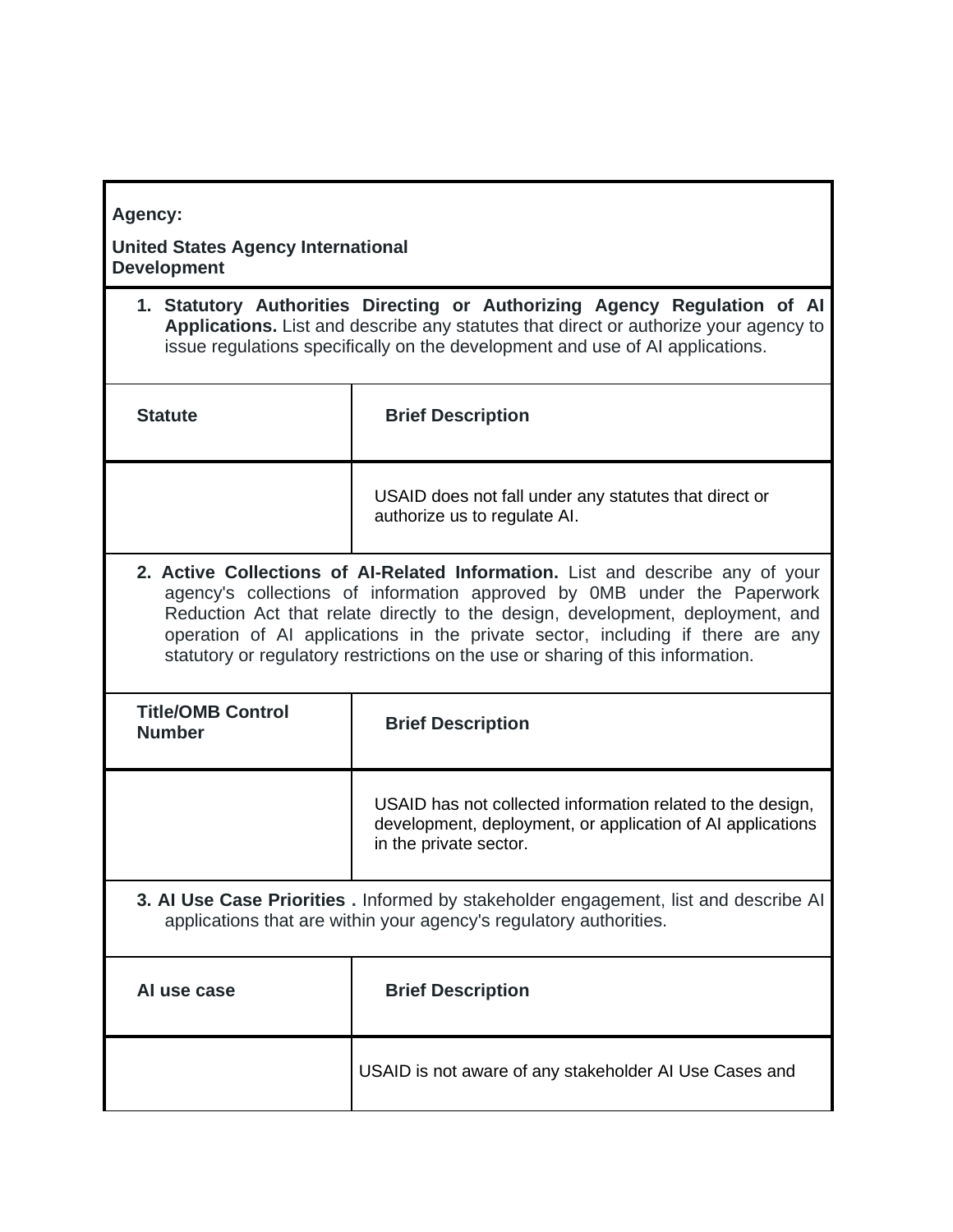**Agency:**

**United States Agency International Development**

1. **Statutory Authorities Directing or Authorizing Agency Regulation of AI Applications.** List and describe any statutes that direct or authorize your agency to issue regulations specifically on the development and use of AI applications.

| Statute | Brief Description |
|---|---|
| | USAID does not fall under any statutes that direct or authorize us to regulate AI. |

2. **Active Collections of AI-Related Information.** List and describe any of your agency's collections of information approved by 0MB under the Paperwork Reduction Act that relate directly to the design, development, deployment, and operation of AI applications in the private sector, including if there are any statutory or regulatory restrictions on the use or sharing of this information.

| Title/OMB Control Number | Brief Description |
|---|---|
| | USAID has not collected information related to the design, development, deployment, or application of AI applications in the private sector. |

3. **AI Use Case Priorities .** Informed by stakeholder engagement, list and describe AI applications that are within your agency's regulatory authorities.

| AI use case | Brief Description |
|---|---|
| | USAID is not aware of any stakeholder AI Use Cases and |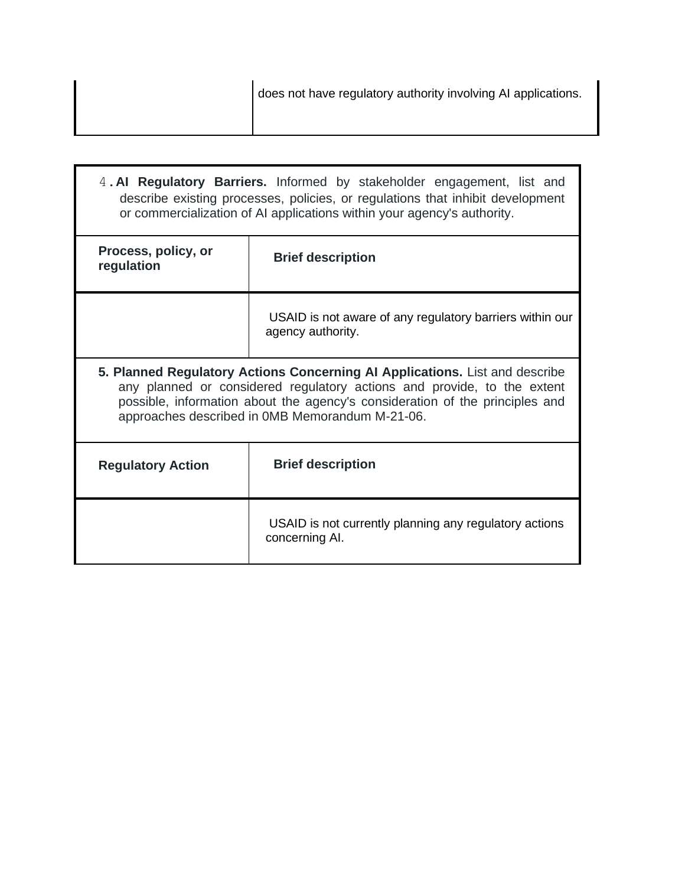| | |
|---|---|
| | does not have regulatory authority involving AI applications. |

4. **AI Regulatory Barriers.** Informed by stakeholder engagement, list and describe existing processes, policies, or regulations that inhibit development or commercialization of AI applications within your agency's authority.

| **Process, policy, or regulation** | **Brief description** |
|---|---|
| | USAID is not aware of any regulatory barriers within our agency authority. |

**5. Planned Regulatory Actions Concerning AI Applications.** List and describe any planned or considered regulatory actions and provide, to the extent possible, information about the agency's consideration of the principles and approaches described in 0MB Memorandum M-21-06.

| **Regulatory Action** | **Brief description** |
|---|---|
| | USAID is not currently planning any regulatory actions concerning AI. |